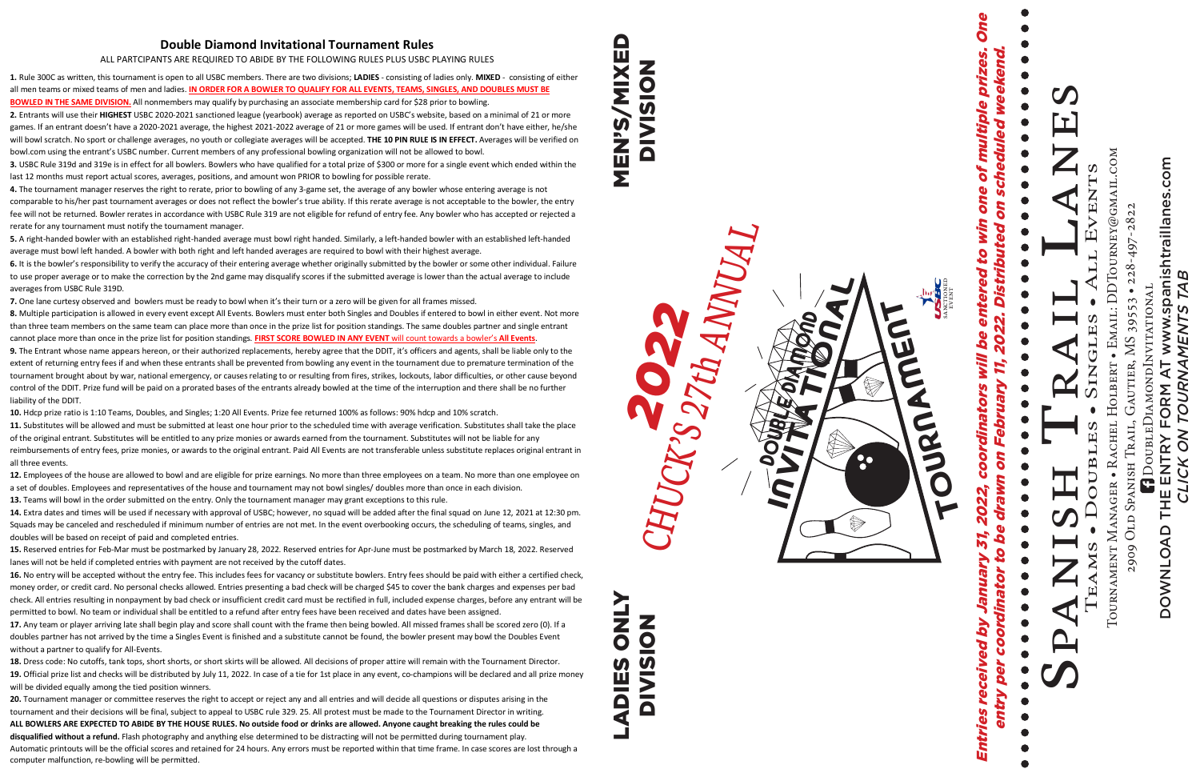# Double Diamond Invitational Tournament Rules

ALL PARTCIPANTS ARE REQUIRED TO ABIDE BY THE FOLLOWING RULES PLUS USBC PLAYING RULES

**1.** Rule 300C as written, this tournament is open to all USBC members. There are two divisions; **LADIES** - consisting of ladies only. **MIXED** - consisting of either all men teams or mixed teams of men and ladies. **IN ORDER FOR A BOWLER TO QUALIFY FOR ALL EVENTS, TEAMS, SINGLES, AND DOUBLES MUST BE BOWLED IN THE SAME DIVISION.** All nonmembers may qualify by purchasing an associate membership card for $28 prior to bowling.

**2.** Entrants will use their **HIGHEST** USBC 2020-2021 sanctioned league (yearbook) average as reported on USBC's website, based on a minimal of 21 or more games. If an entrant doesn't have a 2020-2021 average, the highest 2021-2022 average of 21 or more games will be used. If entrant don't have either, he/she will bowl scratch. No sport or challenge averages, no youth or collegiate averages will be accepted. **THE 10 PIN RULE IS IN EFFECT.** Averages will be verified on bowl.com using the entrant's USBC number. Current members of any professional bowling organization will not be allowed to bowl.

**3.** USBC Rule 319d and 319e is in effect for all bowlers. Bowlers who have qualified for a total prize of $300 or more for a single event which ended within the last 12 months must report actual scores, averages, positions, and amount won PRIOR to bowling for possible rerate.

**4.** The tournament manager reserves the right to rerate, prior to bowling of any 3-game set, the average of any bowler whose entering average is not comparable to his/her past tournament averages or does not reflect the bowler's true ability. If this rerate average is not acceptable to the bowler, the entry fee will not be returned. Bowler rerates in accordance with USBC Rule 319 are not eligible for refund of entry fee. Any bowler who has accepted or rejected a rerate for any tournament must notify the tournament manager.

**5.** A right-handed bowler with an established right-handed average must bowl right handed. Similarly, a left-handed bowler with an established left-handed average must bowl left handed. A bowler with both right and left handed averages are required to bowl with their highest average.

**6.** It is the bowler's responsibility to verify the accuracy of their entering average whether originally submitted by the bowler or some other individual. Failure to use proper average or to make the correction by the 2nd game may disqualify scores if the submitted average is lower than the actual average to include averages from USBC Rule 319D.

**7.** One lane curtesy observed and bowlers must be ready to bowl when it's their turn or a zero will be given for all frames missed.

**8.** Multiple participation is allowed in every event except All Events. Bowlers must enter both Singles and Doubles if entered to bowl in either event. Not more than three team members on the same team can place more than once in the prize list for position standings. The same doubles partner and single entrant cannot place more than once in the prize list for position standings. **FIRST SCORE BOWLED IN ANY EVENT** will count towards a bowler's **All Events**.

**9.** The Entrant whose name appears hereon, or their authorized replacements, hereby agree that the DDIT, it's officers and agents, shall be liable only to the extent of returning entry fees if and when these entrants shall be prevented from bowling any event in the tournament due to premature termination of the tournament brought about by war, national emergency, or causes relating to or resulting from fires, strikes, lockouts, labor difficulties, or other cause beyond control of the DDIT. Prize fund will be paid on a prorated bases of the entrants already bowled at the time of the interruption and there shall be no further liability of the DDIT.

**10.** Hdcp prize ratio is 1:10 Teams, Doubles, and Singles; 1:20 All Events. Prize fee returned 100% as follows: 90% hdcp and 10% scratch.

**11.** Substitutes will be allowed and must be submitted at least one hour prior to the scheduled time with average verification. Substitutes shall take the place of the original entrant. Substitutes will be entitled to any prize monies or awards earned from the tournament. Substitutes will not be liable for any reimbursements of entry fees, prize monies, or awards to the original entrant. Paid All Events are not transferable unless substitute replaces original entrant in all three events.

**12.** Employees of the house are allowed to bowl and are eligible for prize earnings. No more than three employees on a team. No more than one employee on a set of doubles. Employees and representatives of the house and tournament may not bowl singles/ doubles more than once in each division.

**13.** Teams will bowl in the order submitted on the entry. Only the tournament manager may grant exceptions to this rule.

**14.** Extra dates and times will be used if necessary with approval of USBC; however, no squad will be added after the final squad on June 12, 2021 at 12:30 pm. Squads may be canceled and rescheduled if minimum number of entries are not met. In the event overbooking occurs, the scheduling of teams, singles, and doubles will be based on receipt of paid and completed entries.

**15.** Reserved entries for Feb-Mar must be postmarked by January 28, 2022. Reserved entries for Apr-June must be postmarked by March 18, 2022. Reserved lanes will not be held if completed entries with payment are not received by the cutoff dates.

**16.** No entry will be accepted without the entry fee. This includes fees for vacancy or substitute bowlers. Entry fees should be paid with either a certified check, money order, or credit card. No personal checks allowed. Entries presenting a bad check will be charged $45 to cover the bank charges and expenses per bad check. All entries resulting in nonpayment by bad check or insufficient credit card must be rectified in full, included expense charges, before any entrant will be permitted to bowl. No team or individual shall be entitled to a refund after entry fees have been received and dates have been assigned.

**17.** Any team or player arriving late shall begin play and score shall count with the frame then being bowled. All missed frames shall be scored zero (0). If a doubles partner has not arrived by the time a Singles Event is finished and a substitute cannot be found, the bowler present may bowl the Doubles Event without a partner to qualify for All-Events.

**18.** Dress code: No cutoffs, tank tops, short shorts, or short skirts will be allowed. All decisions of proper attire will remain with the Tournament Director.

**19.** Official prize list and checks will be distributed by July 11, 2022. In case of a tie for 1st place in any event, co-champions will be declared and all prize money will be divided equally among the tied position winners.

**20.** Tournament manager or committee reserves the right to accept or reject any and all entries and will decide all questions or disputes arising in the tournament and their decisions will be final, subject to appeal to USBC rule 329. 25. All protest must be made to the Tournament Director in writing.

**ALL BOWLERS ARE EXPECTED TO ABIDE BY THE HOUSE RULES. No outside food or drinks are allowed. Anyone caught breaking the rules could be disqualified without a refund.** Flash photography and anything else determined to be distracting will not be permitted during tournament play. Automatic printouts will be the official scores and retained for 24 hours. Any errors must be reported within that time frame. In case scores are lost through a computer malfunction, re-bowling will be permitted.

---

**MEN'S/MIXED DIVISION**

**LADIES ONLY DIVISION**

**2022**

*CHUCK'S 27th ANNUAL*

DOUBLE DIAMOND INVITATIONAL TOURNAMENT

USBC SANCTIONED EVENT

***Entries received by January 31, 2022, coordinators will be entered to win one of multiple prizes. One entry per coordinator to be drawn on February 11, 2022. Distributed on scheduled weekend.***

# SPANISH TRAIL LANES

TEAMS • DOUBLES • SINGLES • ALL EVENTS

TOURNAMENT MANAGER • RACHEL HOLBERT • EMAIL: DDTOURNEY@GMAIL.COM

2909 OLD SPANISH TRAIL, GAUTIER, MS 39553 • 228-497-2822

DOUBLEDIAMONDINVITATIONAL

**DOWNLOAD THE ENTRY FORM AT www.spanishtraillanes.com**

***CLICK ON TOURNAMENTS TAB***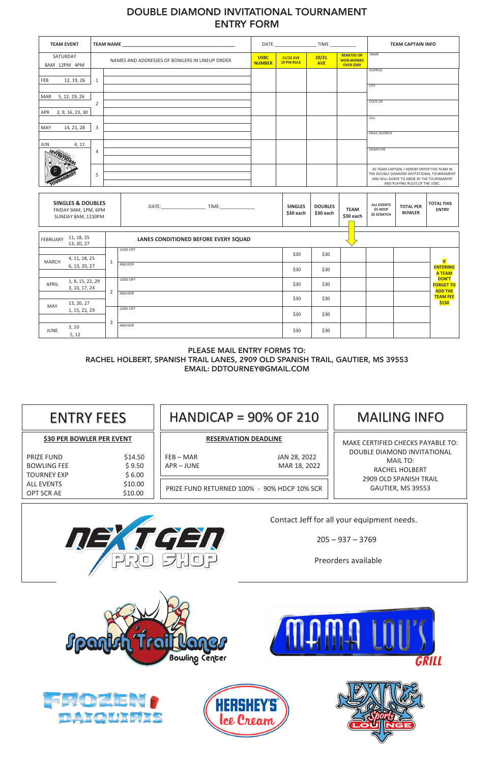# DOUBLE DIAMOND INVITATIONAL TOURNAMENT
# ENTRY FORM

| TEAM EVENT | TEAM NAME ____________________ | | DATE ____________ TIME ________ | | | | TEAM CAPTAIN INFO |
|---|---|---|---|---|---|---|---|
| SATURDAY 8AM 12PM 4PM | | NAMES AND ADDRESSES OF BOWLERS IN LINEUP ORDER | USBC NUMBER | 21/22 AVE 10 PIN RULE | 20/21 AVE | RERATED OR WON MONIES OVER $300 | NAME |
| FEB 12, 19, 26 | 1 | | | | | | ADDRESS |
| MAR 5, 12, 19, 26 | 2 | | | | | | CITY |
| APR 2, 9, 16, 23, 30 | | | | | | | STATE ZIP |
| MAY 14, 21, 28 | 3 | | | | | | CELL |
| JUN 4, 11 | 4 | | | | | | EMAIL ADDRESS |
| | | | | | | | SIGNATURE |
| | 5 | | | | | | AS TEAM CAPTAIN, I HEREBY ENTER THIS TEAM IN THE DOUBLE DIAMOND INVITATIONAL TOURNAMENT AND WILL AGREE TO ABIDE BY THE TOURNAMENT AND PLAYING RULES OF THE USBC. |

| SINGLES & DOUBLES FRIDAY 9AM, 1PM, 6PM SUNDAY 8AM, 1230PM | | DATE:____________ TIME:____________ | SINGLES $30 each | DOUBLES $30 each | TEAM $30 each | ALL EVENTS $5 HDCP $5 SCRATCH | TOTAL PER BOWLER | TOTAL THIS ENTRY |
|---|---|---|---|---|---|---|---|---|
| FEBRUARY 11, 18, 25 13, 20, 27 | | LANES CONDITIONED BEFORE EVERY SQUAD | | | | | | |
| MARCH 4, 11, 18, 25 6, 13, 20, 27 | 1 | LEAD-OFF | $30 | $30 | | | | IF ENTERING A TEAM DON'T FORGET TO ADD THE TEAM FEE $150 |
| | | ANCHOR | $30 | $30 | | | | |
| APRIL 1, 8, 15, 22, 29 3, 10, 17, 24 | 2 | LEAD-OFF | $30 | $30 | | | | |
| | | ANCHOR | $30 | $30 | | | | |
| MAY 13, 20, 27 1, 15, 22, 29 | 3 | LEAD-OFF | $30 | $30 | | | | |
| JUNE 3, 10 5, 12 | | ANCHOR | $30 | $30 | | | | |

**PLEASE MAIL ENTRY FORMS TO:**
**RACHEL HOLBERT, SPANISH TRAIL LANES, 2909 OLD SPANISH TRAIL, GAUTIER, MS 39553**
**EMAIL: DDTOURNEY@GMAIL.COM**

## ENTRY FEES

**$30 PER BOWLER PER EVENT**

| | |
|---|---|
| PRIZE FUND | $14.50 |
| BOWLING FEE | $ 9.50 |
| TOURNEY EXP | $ 6.00 |
| ALL EVENTS | $10.00 |
| OPT SCR AE | $10.00 |

## HANDICAP = 90% OF 210

**RESERVATION DEADLINE**

| | |
|---|---|
| FEB – MAR | JAN 28, 2022 |
| APR – JUNE | MAR 18, 2022 |

PRIZE FUND RETURNED 100% - 90% HDCP 10% SCR

## MAILING INFO

MAKE CERTIFIED CHECKS PAYABLE TO:
DOUBLE DIAMOND INVITATIONAL
MAIL TO:
RACHEL HOLBERT
2909 OLD SPANISH TRAIL
GAUTIER, MS 39553

NEXTGEN PRO SHOP

Contact Jeff for all your equipment needs.

205 – 937 – 3769

Preorders available

Spanish Trail Lanes Bowling Center

MAMA LOU'S GRILL

FROZEN DAIQUIRIS

HERSHEY'S Ice Cream

EXTRA Sports LOUNGE